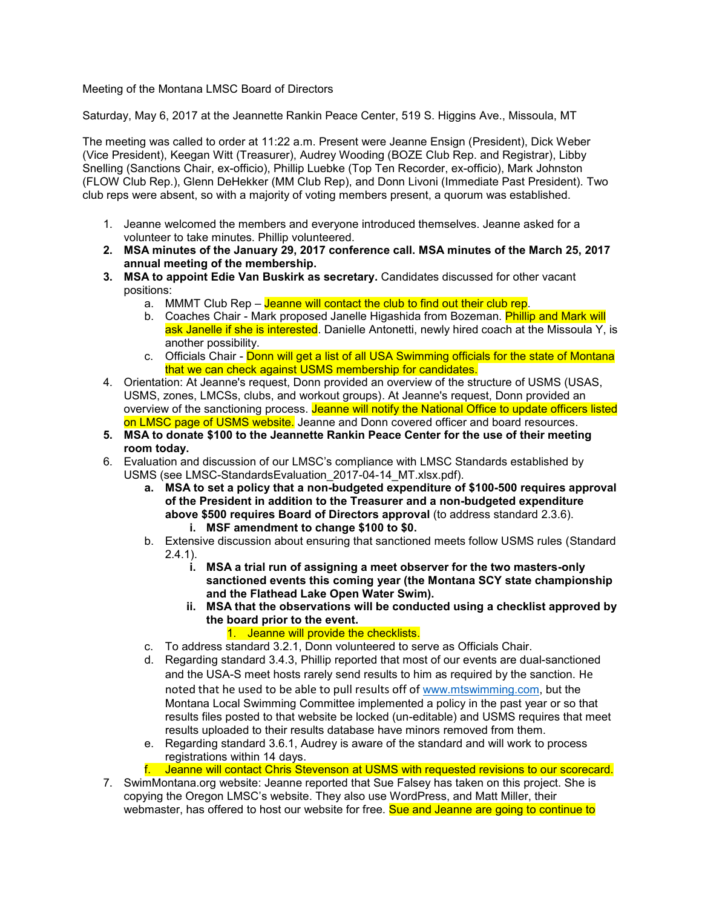Meeting of the Montana LMSC Board of Directors

Saturday, May 6, 2017 at the Jeannette Rankin Peace Center, 519 S. Higgins Ave., Missoula, MT

The meeting was called to order at 11:22 a.m. Present were Jeanne Ensign (President), Dick Weber (Vice President), Keegan Witt (Treasurer), Audrey Wooding (BOZE Club Rep. and Registrar), Libby Snelling (Sanctions Chair, ex-officio), Phillip Luebke (Top Ten Recorder, ex-officio), Mark Johnston (FLOW Club Rep.), Glenn DeHekker (MM Club Rep), and Donn Livoni (Immediate Past President). Two club reps were absent, so with a majority of voting members present, a quorum was established.

1. Jeanne welcomed the members and everyone introduced themselves. Jeanne asked for a volunteer to take minutes. Phillip volunteered.
2. **MSA minutes of the January 29, 2017 conference call. MSA minutes of the March 25, 2017 annual meeting of the membership.**
3. **MSA to appoint Edie Van Buskirk as secretary.** Candidates discussed for other vacant positions:
   a. MMMT Club Rep – Jeanne will contact the club to find out their club rep.
   b. Coaches Chair - Mark proposed Janelle Higashida from Bozeman. Phillip and Mark will ask Janelle if she is interested. Danielle Antonetti, newly hired coach at the Missoula Y, is another possibility.
   c. Officials Chair - Donn will get a list of all USA Swimming officials for the state of Montana that we can check against USMS membership for candidates.
4. Orientation: At Jeanne's request, Donn provided an overview of the structure of USMS (USAS, USMS, zones, LMCSs, clubs, and workout groups). At Jeanne's request, Donn provided an overview of the sanctioning process. Jeanne will notify the National Office to update officers listed on LMSC page of USMS website. Jeanne and Donn covered officer and board resources.
5. **MSA to donate $100 to the Jeannette Rankin Peace Center for the use of their meeting room today.**
6. Evaluation and discussion of our LMSC's compliance with LMSC Standards established by USMS (see LMSC-StandardsEvaluation_2017-04-14_MT.xlsx.pdf).
   a. **MSA to set a policy that a non-budgeted expenditure of $100-500 requires approval of the President in addition to the Treasurer and a non-budgeted expenditure above $500 requires Board of Directors approval** (to address standard 2.3.6).
      i. **MSF amendment to change $100 to $0.**
   b. Extensive discussion about ensuring that sanctioned meets follow USMS rules (Standard 2.4.1).
      i. **MSA a trial run of assigning a meet observer for the two masters-only sanctioned events this coming year (the Montana SCY state championship and the Flathead Lake Open Water Swim).**
      ii. **MSA that the observations will be conducted using a checklist approved by the board prior to the event.**
         1. Jeanne will provide the checklists.
   c. To address standard 3.2.1, Donn volunteered to serve as Officials Chair.
   d. Regarding standard 3.4.3, Phillip reported that most of our events are dual-sanctioned and the USA-S meet hosts rarely send results to him as required by the sanction. He noted that he used to be able to pull results off of www.mtswimming.com, but the Montana Local Swimming Committee implemented a policy in the past year or so that results files posted to that website be locked (un-editable) and USMS requires that meet results uploaded to their results database have minors removed from them.
   e. Regarding standard 3.6.1, Audrey is aware of the standard and will work to process registrations within 14 days.
   f. Jeanne will contact Chris Stevenson at USMS with requested revisions to our scorecard.
7. SwimMontana.org website: Jeanne reported that Sue Falsey has taken on this project. She is copying the Oregon LMSC's website. They also use WordPress, and Matt Miller, their webmaster, has offered to host our website for free. Sue and Jeanne are going to continue to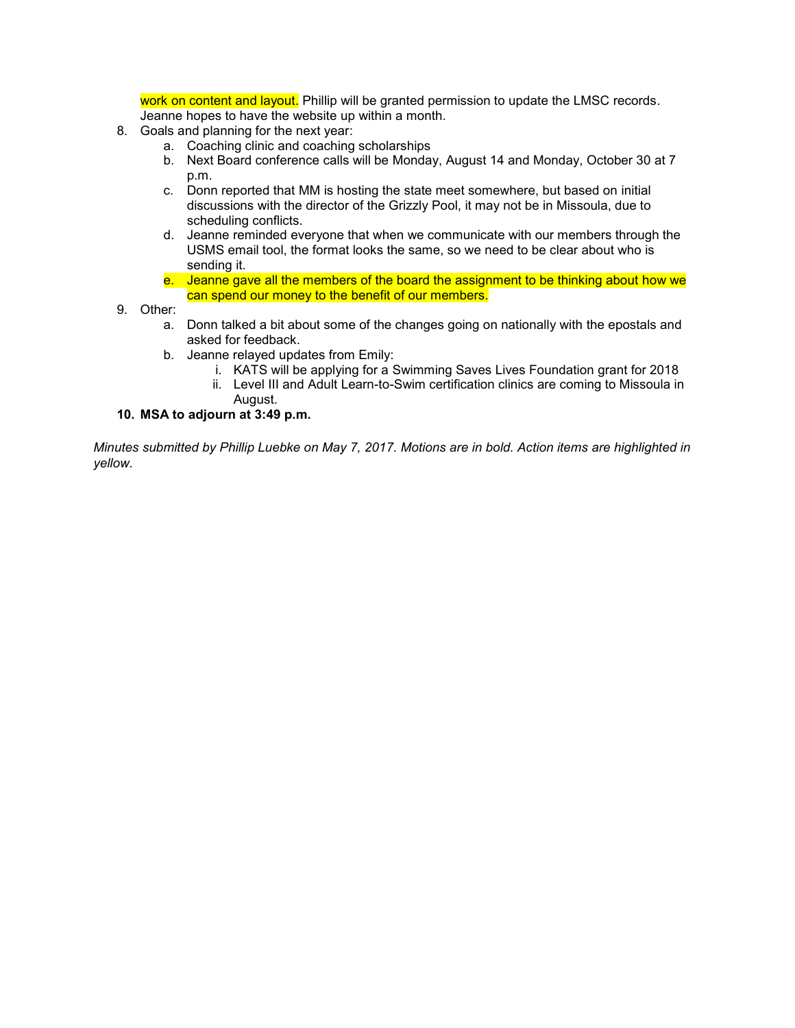work on content and layout. Phillip will be granted permission to update the LMSC records. Jeanne hopes to have the website up within a month.

8. Goals and planning for the next year:
   a. Coaching clinic and coaching scholarships
   b. Next Board conference calls will be Monday, August 14 and Monday, October 30 at 7 p.m.
   c. Donn reported that MM is hosting the state meet somewhere, but based on initial discussions with the director of the Grizzly Pool, it may not be in Missoula, due to scheduling conflicts.
   d. Jeanne reminded everyone that when we communicate with our members through the USMS email tool, the format looks the same, so we need to be clear about who is sending it.
   e. Jeanne gave all the members of the board the assignment to be thinking about how we can spend our money to the benefit of our members.
9. Other:
   a. Donn talked a bit about some of the changes going on nationally with the epostals and asked for feedback.
   b. Jeanne relayed updates from Emily:
      i. KATS will be applying for a Swimming Saves Lives Foundation grant for 2018
      ii. Level III and Adult Learn-to-Swim certification clinics are coming to Missoula in August.
10. **MSA to adjourn at 3:49 p.m.**

*Minutes submitted by Phillip Luebke on May 7, 2017. Motions are in bold. Action items are highlighted in yellow.*